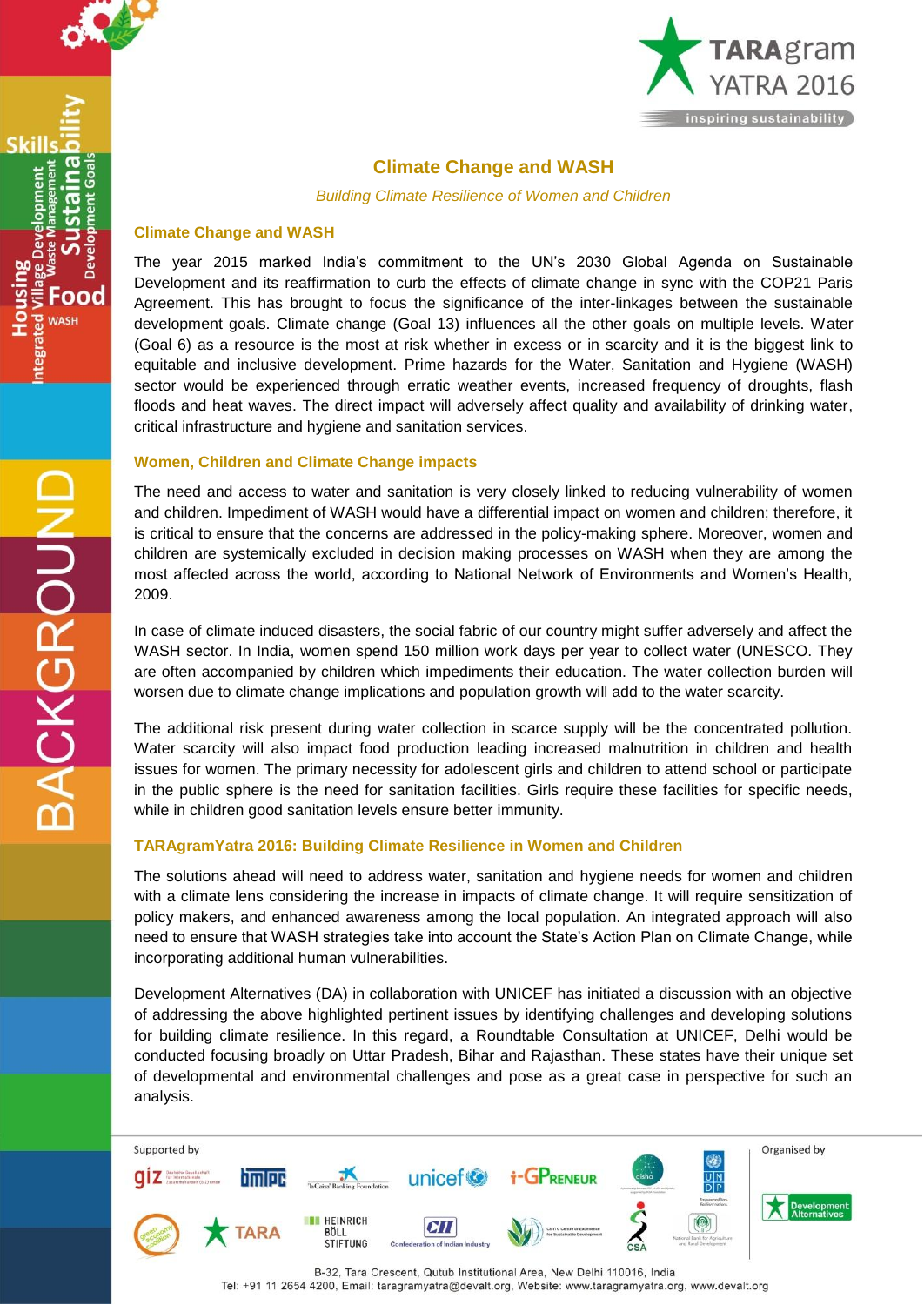# Climate Change and WASH

*Building Climate Resilience of Women and Children*

## Climate Change and WASH

The year 2015 marked India's commitment to the UN's 2030 Global Agenda on Sustainable Development and its reaffirmation to curb the effects of climate change in sync with the COP21 Paris Agreement. This has brought to focus the significance of the inter-linkages between the sustainable development goals. Climate change (Goal 13) influences all the other goals on multiple levels. Water (Goal 6) as a resource is the most at risk whether in excess or in scarcity and it is the biggest link to equitable and inclusive development. Prime hazards for the Water, Sanitation and Hygiene (WASH) sector would be experienced through erratic weather events, increased frequency of droughts, flash floods and heat waves. The direct impact will adversely affect quality and availability of drinking water, critical infrastructure and hygiene and sanitation services.

## Women, Children and Climate Change impacts

The need and access to water and sanitation is very closely linked to reducing vulnerability of women and children. Impediment of WASH would have a differential impact on women and children; therefore, it is critical to ensure that the concerns are addressed in the policy-making sphere. Moreover, women and children are systemically excluded in decision making processes on WASH when they are among the most affected across the world, according to National Network of Environments and Women's Health, 2009.

In case of climate induced disasters, the social fabric of our country might suffer adversely and affect the WASH sector. In India, women spend 150 million work days per year to collect water (UNESCO. They are often accompanied by children which impediments their education. The water collection burden will worsen due to climate change implications and population growth will add to the water scarcity.

The additional risk present during water collection in scarce supply will be the concentrated pollution. Water scarcity will also impact food production leading increased malnutrition in children and health issues for women. The primary necessity for adolescent girls and children to attend school or participate in the public sphere is the need for sanitation facilities. Girls require these facilities for specific needs, while in children good sanitation levels ensure better immunity.

## TARAgramYatra 2016: Building Climate Resilience in Women and Children

The solutions ahead will need to address water, sanitation and hygiene needs for women and children with a climate lens considering the increase in impacts of climate change. It will require sensitization of policy makers, and enhanced awareness among the local population. An integrated approach will also need to ensure that WASH strategies take into account the State's Action Plan on Climate Change, while incorporating additional human vulnerabilities.

Development Alternatives (DA) in collaboration with UNICEF has initiated a discussion with an objective of addressing the above highlighted pertinent issues by identifying challenges and developing solutions for building climate resilience. In this regard, a Roundtable Consultation at UNICEF, Delhi would be conducted focusing broadly on Uttar Pradesh, Bihar and Rajasthan. These states have their unique set of developmental and environmental challenges and pose as a great case in perspective for such an analysis.

Supported by | Organised by

B-32, Tara Crescent, Qutub Institutional Area, New Delhi 110016, India
Tel: +91 11 2654 4200, Email: taragramyatra@devalt.org, Website: www.taragramyatra.org, www.devalt.org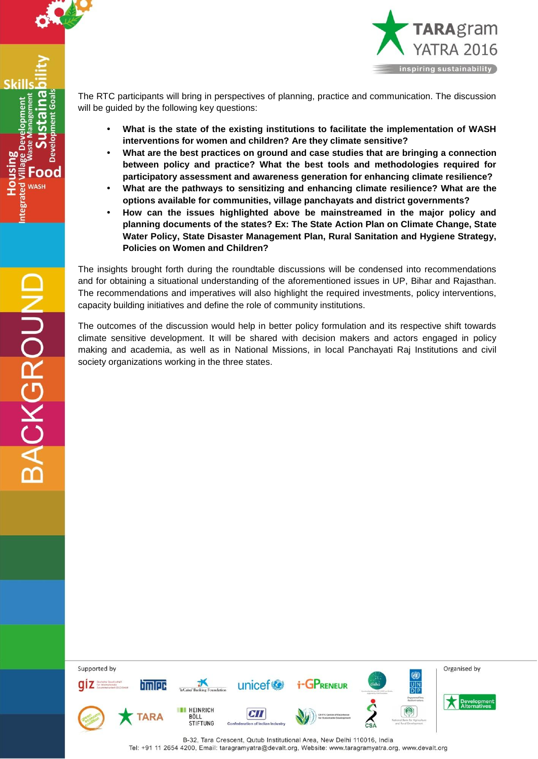The RTC participants will bring in perspectives of planning, practice and communication. The discussion will be guided by the following key questions:

- **What is the state of the existing institutions to facilitate the implementation of WASH interventions for women and children? Are they climate sensitive?**
- **What are the best practices on ground and case studies that are bringing a connection between policy and practice? What the best tools and methodologies required for participatory assessment and awareness generation for enhancing climate resilience?**
- **What are the pathways to sensitizing and enhancing climate resilience? What are the options available for communities, village panchayats and district governments?**
- **How can the issues highlighted above be mainstreamed in the major policy and planning documents of the states? Ex: The State Action Plan on Climate Change, State Water Policy, State Disaster Management Plan, Rural Sanitation and Hygiene Strategy, Policies on Women and Children?**

The insights brought forth during the roundtable discussions will be condensed into recommendations and for obtaining a situational understanding of the aforementioned issues in UP, Bihar and Rajasthan. The recommendations and imperatives will also highlight the required investments, policy interventions, capacity building initiatives and define the role of community institutions.

The outcomes of the discussion would help in better policy formulation and its respective shift towards climate sensitive development. It will be shared with decision makers and actors engaged in policy making and academia, as well as in National Missions, in local Panchayati Raj Institutions and civil society organizations working in the three states.

Supported by

Organised by

B-32, Tara Crescent, Qutub Institutional Area, New Delhi 110016, India
Tel: +91 11 2654 4200, Email: taragramyatra@devalt.org, Website: www.taragramyatra.org, www.devalt.org